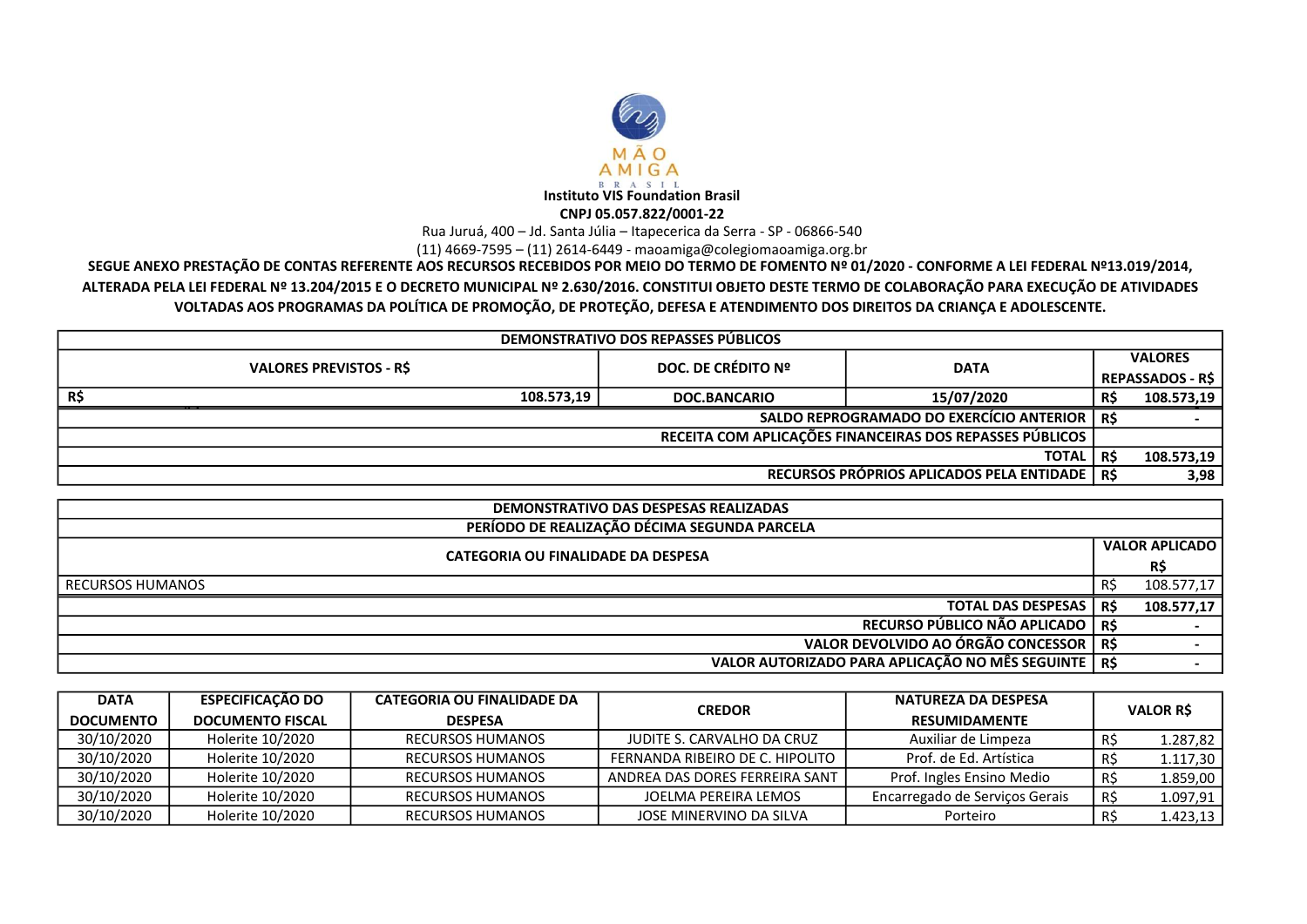MÃO AMIGA BRASIL

**Instituto VIS Foundation Brasil**
**CNPJ 05.057.822/0001-22**
Rua Juruá, 400 – Jd. Santa Júlia – Itapecerica da Serra - SP - 06866-540
(11) 4669-7595 – (11) 2614-6449 - maoamiga@colegiomaoamiga.org.br

**SEGUE ANEXO PRESTAÇÃO DE CONTAS REFERENTE AOS RECURSOS RECEBIDOS POR MEIO DO TERMO DE FOMENTO Nº 01/2020 - CONFORME A LEI FEDERAL Nº13.019/2014, ALTERADA PELA LEI FEDERAL Nº 13.204/2015 E O DECRETO MUNICIPAL Nº 2.630/2016. CONSTITUI OBJETO DESTE TERMO DE COLABORAÇÃO PARA EXECUÇÃO DE ATIVIDADES VOLTADAS AOS PROGRAMAS DA POLÍTICA DE PROMOÇÃO, DE PROTEÇÃO, DEFESA E ATENDIMENTO DOS DIREITOS DA CRIANÇA E ADOLESCENTE.**

| DEMONSTRATIVO DOS REPASSES PÚBLICOS | | | |
|---|---|---|---|
| **VALORES PREVISTOS - R$** | **DOC. DE CRÉDITO Nº** | **DATA** | **VALORES REPASSADOS - R$** |
| R$ 108.573,19 | DOC.BANCARIO | 15/07/2020 | R$ 108.573,19 |
| | | SALDO REPROGRAMADO DO EXERCÍCIO ANTERIOR | R$ - |
| | | RECEITA COM APLICAÇÕES FINANCEIRAS DOS REPASSES PÚBLICOS | |
| | | TOTAL | R$ 108.573,19 |
| | | RECURSOS PRÓPRIOS APLICADOS PELA ENTIDADE | R$ 3,98 |

| DEMONSTRATIVO DAS DESPESAS REALIZADAS | |
|---|---|
| PERÍODO DE REALIZAÇÃO DÉCIMA SEGUNDA PARCELA | |
| **CATEGORIA OU FINALIDADE DA DESPESA** | **VALOR APLICADO R$** |
| RECURSOS HUMANOS | R$ 108.577,17 |
| TOTAL DAS DESPESAS | R$ 108.577,17 |
| RECURSO PÚBLICO NÃO APLICADO | R$ - |
| VALOR DEVOLVIDO AO ÓRGÃO CONCESSOR | R$ - |
| VALOR AUTORIZADO PARA APLICAÇÃO NO MÊS SEGUINTE | R$ - |

| DATA DOCUMENTO | ESPECIFICAÇÃO DO DOCUMENTO FISCAL | CATEGORIA OU FINALIDADE DA DESPESA | CREDOR | NATUREZA DA DESPESA RESUMIDAMENTE | VALOR R$ |
|---|---|---|---|---|---|
| 30/10/2020 | Holerite 10/2020 | RECURSOS HUMANOS | JUDITE S. CARVALHO DA CRUZ | Auxiliar de Limpeza | R$ 1.287,82 |
| 30/10/2020 | Holerite 10/2020 | RECURSOS HUMANOS | FERNANDA RIBEIRO DE C. HIPOLITO | Prof. de Ed. Artística | R$ 1.117,30 |
| 30/10/2020 | Holerite 10/2020 | RECURSOS HUMANOS | ANDREA DAS DORES FERREIRA SANT | Prof. Ingles Ensino Medio | R$ 1.859,00 |
| 30/10/2020 | Holerite 10/2020 | RECURSOS HUMANOS | JOELMA PEREIRA LEMOS | Encarregado de Serviços Gerais | R$ 1.097,91 |
| 30/10/2020 | Holerite 10/2020 | RECURSOS HUMANOS | JOSE MINERVINO DA SILVA | Porteiro | R$ 1.423,13 |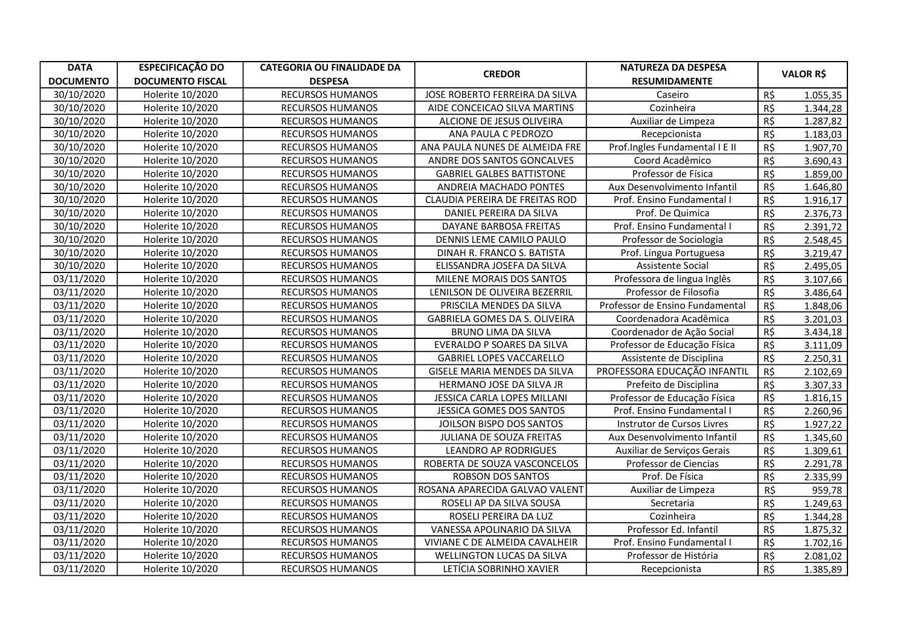| DATA DOCUMENTO | ESPECIFICAÇÃO DO DOCUMENTO FISCAL | CATEGORIA OU FINALIDADE DA DESPESA | CREDOR | NATUREZA DA DESPESA RESUMIDAMENTE | VALOR R$ | |
|---|---|---|---|---|---|---|
| 30/10/2020 | Holerite 10/2020 | RECURSOS HUMANOS | JOSE ROBERTO FERREIRA DA SILVA | Caseiro | R$ | 1.055,35 |
| 30/10/2020 | Holerite 10/2020 | RECURSOS HUMANOS | AIDE CONCEICAO SILVA MARTINS | Cozinheira | R$ | 1.344,28 |
| 30/10/2020 | Holerite 10/2020 | RECURSOS HUMANOS | ALCIONE DE JESUS OLIVEIRA | Auxiliar de Limpeza | R$ | 1.287,82 |
| 30/10/2020 | Holerite 10/2020 | RECURSOS HUMANOS | ANA PAULA C PEDROZO | Recepcionista | R$ | 1.183,03 |
| 30/10/2020 | Holerite 10/2020 | RECURSOS HUMANOS | ANA PAULA NUNES DE ALMEIDA FRE | Prof.Ingles Fundamental I E II | R$ | 1.907,70 |
| 30/10/2020 | Holerite 10/2020 | RECURSOS HUMANOS | ANDRE DOS SANTOS GONCALVES | Coord Acadêmico | R$ | 3.690,43 |
| 30/10/2020 | Holerite 10/2020 | RECURSOS HUMANOS | GABRIEL GALBES BATTISTONE | Professor de Física | R$ | 1.859,00 |
| 30/10/2020 | Holerite 10/2020 | RECURSOS HUMANOS | ANDREIA MACHADO PONTES | Aux Desenvolvimento Infantil | R$ | 1.646,80 |
| 30/10/2020 | Holerite 10/2020 | RECURSOS HUMANOS | CLAUDIA PEREIRA DE FREITAS ROD | Prof. Ensino Fundamental I | R$ | 1.916,17 |
| 30/10/2020 | Holerite 10/2020 | RECURSOS HUMANOS | DANIEL PEREIRA DA SILVA | Prof. De Quimica | R$ | 2.376,73 |
| 30/10/2020 | Holerite 10/2020 | RECURSOS HUMANOS | DAYANE BARBOSA FREITAS | Prof. Ensino Fundamental I | R$ | 2.391,72 |
| 30/10/2020 | Holerite 10/2020 | RECURSOS HUMANOS | DENNIS LEME CAMILO PAULO | Professor de Sociologia | R$ | 2.548,45 |
| 30/10/2020 | Holerite 10/2020 | RECURSOS HUMANOS | DINAH R. FRANCO S. BATISTA | Prof. Lingua Portuguesa | R$ | 3.219,47 |
| 30/10/2020 | Holerite 10/2020 | RECURSOS HUMANOS | ELISSANDRA JOSEFA DA SILVA | Assistente Social | R$ | 2.495,05 |
| 03/11/2020 | Holerite 10/2020 | RECURSOS HUMANOS | MILENE MORAIS DOS SANTOS | Professora de lingua Inglês | R$ | 3.107,66 |
| 03/11/2020 | Holerite 10/2020 | RECURSOS HUMANOS | LENILSON DE OLIVEIRA BEZERRIL | Professor de Filosofia | R$ | 3.486,64 |
| 03/11/2020 | Holerite 10/2020 | RECURSOS HUMANOS | PRISCILA MENDES DA SILVA | Professor de Ensino Fundamental | R$ | 1.848,06 |
| 03/11/2020 | Holerite 10/2020 | RECURSOS HUMANOS | GABRIELA GOMES DA S. OLIVEIRA | Coordenadora Acadêmica | R$ | 3.201,03 |
| 03/11/2020 | Holerite 10/2020 | RECURSOS HUMANOS | BRUNO LIMA DA SILVA | Coordenador de Ação Social | R$ | 3.434,18 |
| 03/11/2020 | Holerite 10/2020 | RECURSOS HUMANOS | EVERALDO P SOARES DA SILVA | Professor de Educação Física | R$ | 3.111,09 |
| 03/11/2020 | Holerite 10/2020 | RECURSOS HUMANOS | GABRIEL LOPES VACCARELLO | Assistente de Disciplina | R$ | 2.250,31 |
| 03/11/2020 | Holerite 10/2020 | RECURSOS HUMANOS | GISELE MARIA MENDES DA SILVA | PROFESSORA EDUCAÇÃO INFANTIL | R$ | 2.102,69 |
| 03/11/2020 | Holerite 10/2020 | RECURSOS HUMANOS | HERMANO JOSE DA SILVA JR | Prefeito de Disciplina | R$ | 3.307,33 |
| 03/11/2020 | Holerite 10/2020 | RECURSOS HUMANOS | JESSICA CARLA LOPES MILLANI | Professor de Educação Física | R$ | 1.816,15 |
| 03/11/2020 | Holerite 10/2020 | RECURSOS HUMANOS | JESSICA GOMES DOS SANTOS | Prof. Ensino Fundamental I | R$ | 2.260,96 |
| 03/11/2020 | Holerite 10/2020 | RECURSOS HUMANOS | JOILSON BISPO DOS SANTOS | Instrutor de Cursos Livres | R$ | 1.927,22 |
| 03/11/2020 | Holerite 10/2020 | RECURSOS HUMANOS | JULIANA DE SOUZA FREITAS | Aux Desenvolvimento Infantil | R$ | 1.345,60 |
| 03/11/2020 | Holerite 10/2020 | RECURSOS HUMANOS | LEANDRO AP RODRIGUES | Auxiliar de Serviços Gerais | R$ | 1.309,61 |
| 03/11/2020 | Holerite 10/2020 | RECURSOS HUMANOS | ROBERTA DE SOUZA VASCONCELOS | Professor de Ciencias | R$ | 2.291,78 |
| 03/11/2020 | Holerite 10/2020 | RECURSOS HUMANOS | ROBSON DOS SANTOS | Prof. De Física | R$ | 2.335,99 |
| 03/11/2020 | Holerite 10/2020 | RECURSOS HUMANOS | ROSANA APARECIDA GALVAO VALENT | Auxiliar de Limpeza | R$ | 959,78 |
| 03/11/2020 | Holerite 10/2020 | RECURSOS HUMANOS | ROSELI AP DA SILVA SOUSA | Secretaria | R$ | 1.249,63 |
| 03/11/2020 | Holerite 10/2020 | RECURSOS HUMANOS | ROSELI PEREIRA DA LUZ | Cozinheira | R$ | 1.344,28 |
| 03/11/2020 | Holerite 10/2020 | RECURSOS HUMANOS | VANESSA APOLINARIO DA SILVA | Professor Ed. Infantil | R$ | 1.875,32 |
| 03/11/2020 | Holerite 10/2020 | RECURSOS HUMANOS | VIVIANE C DE ALMEIDA CAVALHEIR | Prof. Ensino Fundamental I | R$ | 1.702,16 |
| 03/11/2020 | Holerite 10/2020 | RECURSOS HUMANOS | WELLINGTON LUCAS DA SILVA | Professor de História | R$ | 2.081,02 |
| 03/11/2020 | Holerite 10/2020 | RECURSOS HUMANOS | LETÍCIA SOBRINHO XAVIER | Recepcionista | R$ | 1.385,89 |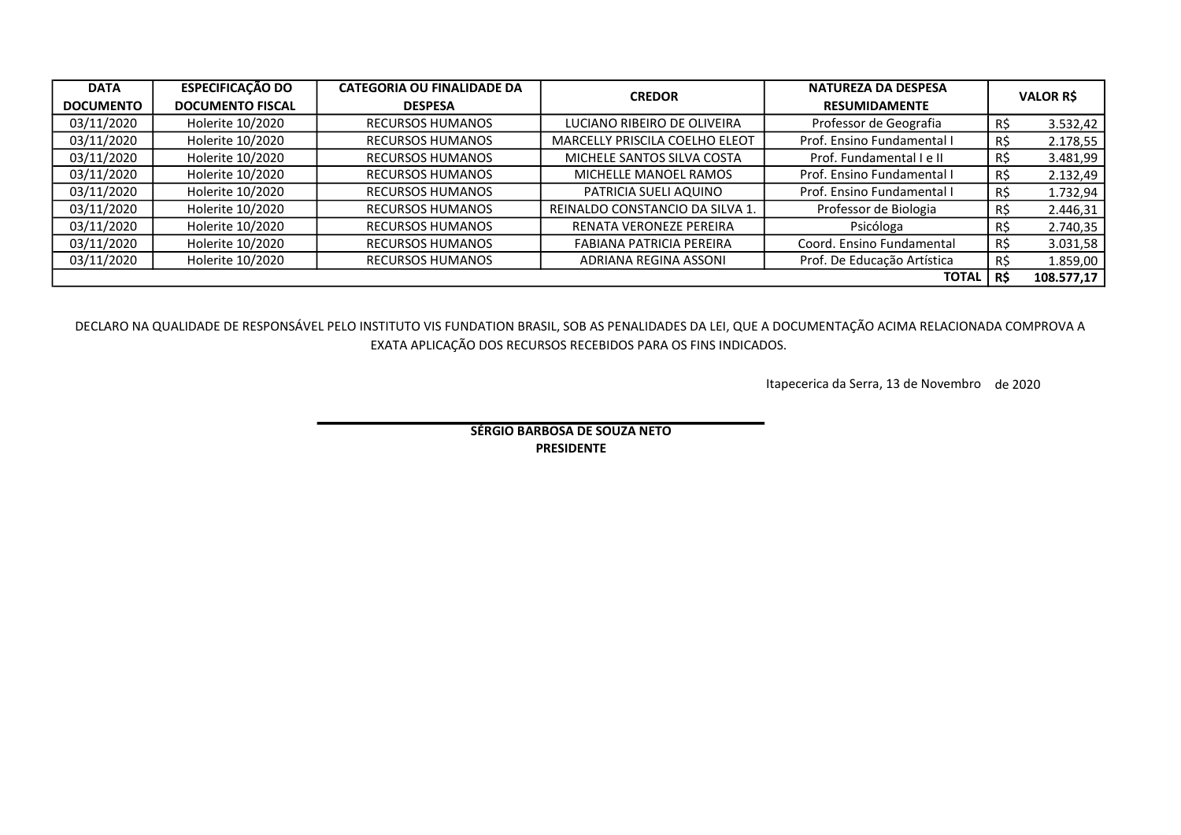| DATA DOCUMENTO | ESPECIFICAÇÃO DO DOCUMENTO FISCAL | CATEGORIA OU FINALIDADE DA DESPESA | CREDOR | NATUREZA DA DESPESA RESUMIDAMENTE | VALOR R$ | |
|---|---|---|---|---|---|---|
| 03/11/2020 | Holerite 10/2020 | RECURSOS HUMANOS | LUCIANO RIBEIRO DE OLIVEIRA | Professor de Geografia | R$ | 3.532,42 |
| 03/11/2020 | Holerite 10/2020 | RECURSOS HUMANOS | MARCELLY PRISCILA COELHO ELEOT | Prof. Ensino Fundamental I | R$ | 2.178,55 |
| 03/11/2020 | Holerite 10/2020 | RECURSOS HUMANOS | MICHELE SANTOS SILVA COSTA | Prof. Fundamental I e II | R$ | 3.481,99 |
| 03/11/2020 | Holerite 10/2020 | RECURSOS HUMANOS | MICHELLE MANOEL RAMOS | Prof. Ensino Fundamental I | R$ | 2.132,49 |
| 03/11/2020 | Holerite 10/2020 | RECURSOS HUMANOS | PATRICIA SUELI AQUINO | Prof. Ensino Fundamental I | R$ | 1.732,94 |
| 03/11/2020 | Holerite 10/2020 | RECURSOS HUMANOS | REINALDO CONSTANCIO DA SILVA 1. | Professor de Biologia | R$ | 2.446,31 |
| 03/11/2020 | Holerite 10/2020 | RECURSOS HUMANOS | RENATA VERONEZE PEREIRA | Psicóloga | R$ | 2.740,35 |
| 03/11/2020 | Holerite 10/2020 | RECURSOS HUMANOS | FABIANA PATRICIA PEREIRA | Coord. Ensino Fundamental | R$ | 3.031,58 |
| 03/11/2020 | Holerite 10/2020 | RECURSOS HUMANOS | ADRIANA REGINA ASSONI | Prof. De Educação Artística | R$ | 1.859,00 |
| | | | | **TOTAL** | **R$** | **108.577,17** |

DECLARO NA QUALIDADE DE RESPONSÁVEL PELO INSTITUTO VIS FUNDATION BRASIL, SOB AS PENALIDADES DA LEI, QUE A DOCUMENTAÇÃO ACIMA RELACIONADA COMPROVA A EXATA APLICAÇÃO DOS RECURSOS RECEBIDOS PARA OS FINS INDICADOS.

Itapecerica da Serra, 13 de Novembro de 2020

**SÉRGIO BARBOSA DE SOUZA NETO**
**PRESIDENTE**